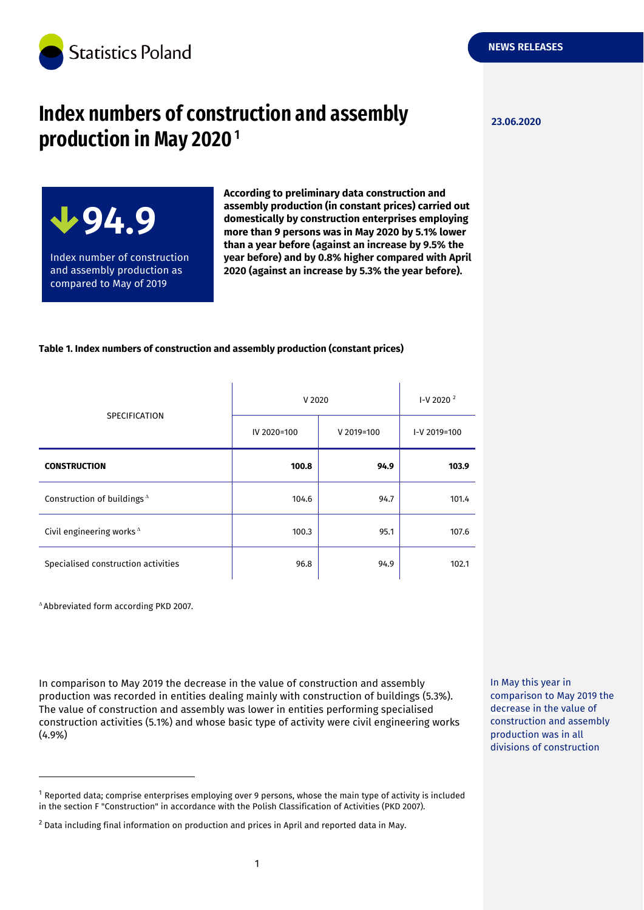Statistics Poland

NEWS RELEASES

23.06.2020

# Index numbers of construction and assembly production in May 2020 [1]

**94.9**

Index number of construction and assembly production as compared to May of 2019

**According to preliminary data construction and assembly production (in constant prices) carried out domestically by construction enterprises employing more than 9 persons was in May 2020 by 5.1% lower than a year before (against an increase by 9.5% the year before) and by 0.8% higher compared with April 2020 (against an increase by 5.3% the year before).**

**Table 1. Index numbers of construction and assembly production (constant prices)**

| SPECIFICATION | V 2020 | | I-V 2020 [2] |
|---|---|---|---|
| | IV 2020=100 | V 2019=100 | I-V 2019=100 |
| **CONSTRUCTION** | **100.8** | **94.9** | **103.9** |
| Construction of buildings [Δ] | 104.6 | 94.7 | 101.4 |
| Civil engineering works [Δ] | 100.3 | 95.1 | 107.6 |
| Specialised construction activities | 96.8 | 94.9 | 102.1 |

[Δ] Abbreviated form according PKD 2007.

In comparison to May 2019 the decrease in the value of construction and assembly production was recorded in entities dealing mainly with construction of buildings (5.3%). The value of construction and assembly was lower in entities performing specialised construction activities (5.1%) and whose basic type of activity were civil engineering works (4.9%)

In May this year in comparison to May 2019 the decrease in the value of construction and assembly production was in all divisions of construction

[1] Reported data; comprise enterprises employing over 9 persons, whose the main type of activity is included in the section F "Construction" in accordance with the Polish Classification of Activities (PKD 2007).

[2] Data including final information on production and prices in April and reported data in May.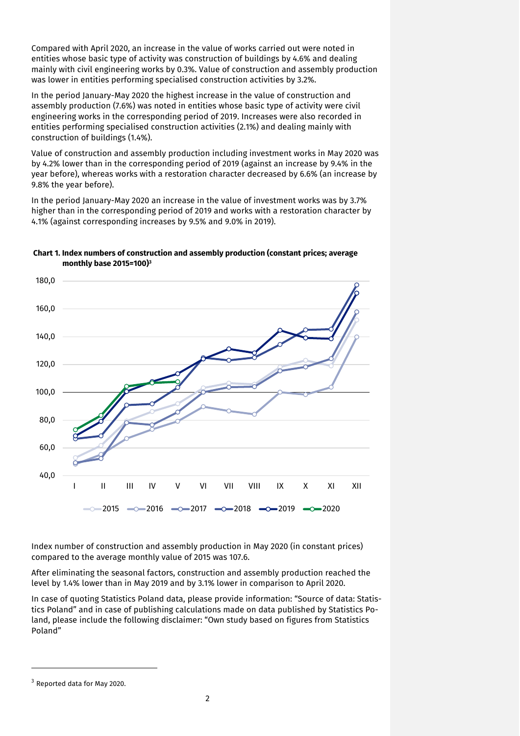Compared with April 2020, an increase in the value of works carried out were noted in entities whose basic type of activity was construction of buildings by 4.6% and dealing mainly with civil engineering works by 0.3%. Value of construction and assembly production was lower in entities performing specialised construction activities by 3.2%.

In the period January-May 2020 the highest increase in the value of construction and assembly production (7.6%) was noted in entities whose basic type of activity were civil engineering works in the corresponding period of 2019. Increases were also recorded in entities performing specialised construction activities (2.1%) and dealing mainly with construction of buildings (1.4%).

Value of construction and assembly production including investment works in May 2020 was by 4.2% lower than in the corresponding period of 2019 (against an increase by 9.4% in the year before), whereas works with a restoration character decreased by 6.6% (an increase by 9.8% the year before).

In the period January-May 2020 an increase in the value of investment works was by 3.7% higher than in the corresponding period of 2019 and works with a restoration character by 4.1% (against corresponding increases by 9.5% and 9.0% in 2019).

**Chart 1. Index numbers of construction and assembly production (constant prices; average monthly base 2015=100)[3]**

180,0
160,0
140,0
120,0
100,0
80,0
60,0
40,0

I II III IV V VI VII VIII IX X XI XII

2015 2016 2017 2018 2019 2020

Index number of construction and assembly production in May 2020 (in constant prices) compared to the average monthly value of 2015 was 107.6.

After eliminating the seasonal factors, construction and assembly production reached the level by 1.4% lower than in May 2019 and by 3.1% lower in comparison to April 2020.

In case of quoting Statistics Poland data, please provide information: "Source of data: Statistics Poland" and in case of publishing calculations made on data published by Statistics Poland, please include the following disclaimer: "Own study based on figures from Statistics Poland"

---

[3] Reported data for May 2020.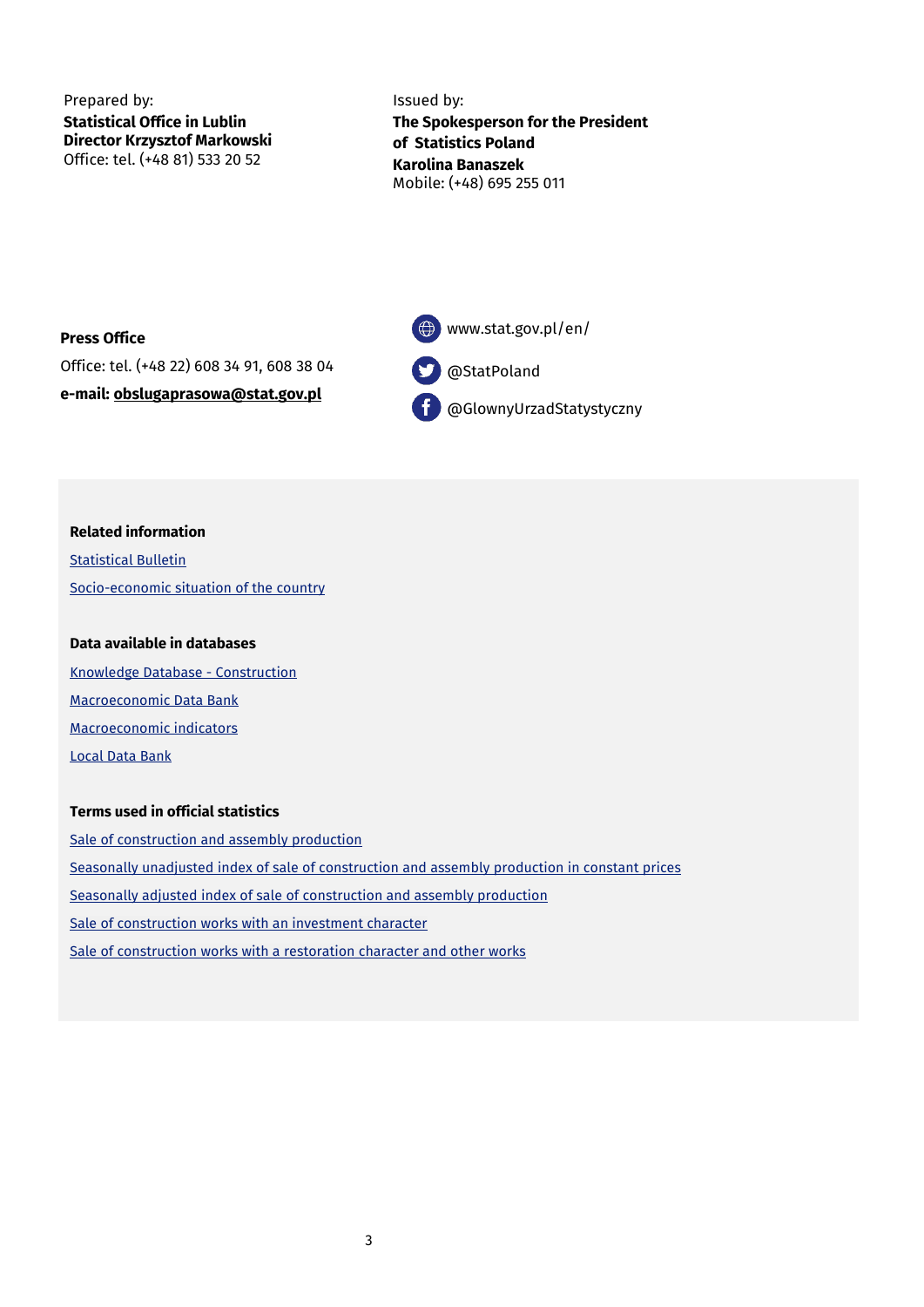Prepared by:
**Statistical Office in Lublin**
**Director Krzysztof Markowski**
Office: tel. (+48 81) 533 20 52

Issued by:
**The Spokesperson for the President of Statistics Poland**
**Karolina Banaszek**
Mobile: (+48) 695 255 011

**Press Office**

Office: tel. (+48 22) 608 34 91, 608 38 04

**e-mail: obslugaprasowa@stat.gov.pl**

www.stat.gov.pl/en/

@StatPoland

@GlownyUrzadStatystyczny

**Related information**

Statistical Bulletin

Socio-economic situation of the country

**Data available in databases**

Knowledge Database - Construction

Macroeconomic Data Bank

Macroeconomic indicators

Local Data Bank

**Terms used in official statistics**

Sale of construction and assembly production

Seasonally unadjusted index of sale of construction and assembly production in constant prices

Seasonally adjusted index of sale of construction and assembly production

Sale of construction works with an investment character

Sale of construction works with a restoration character and other works